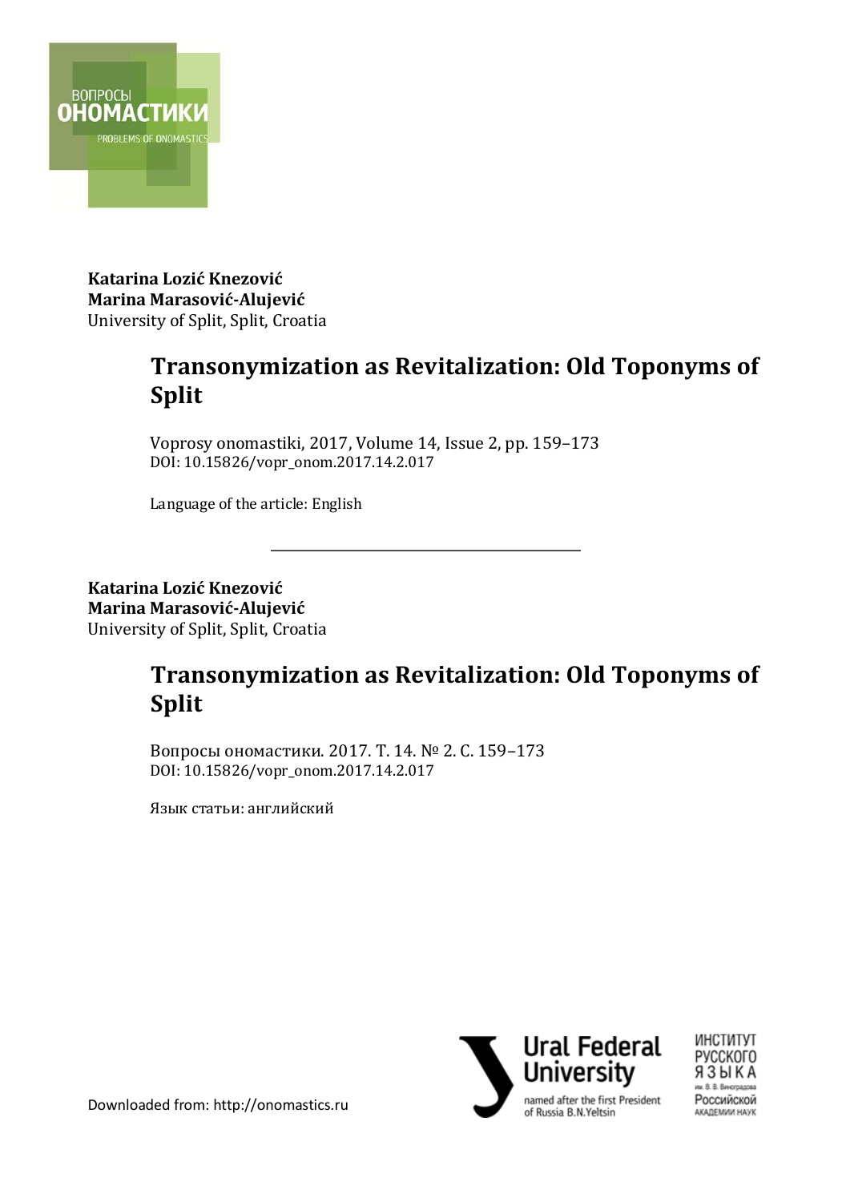**Katarina Lozić Knezović**
**Marina Marasović-Alujević**
University of Split, Split, Croatia

# Transonymization as Revitalization: Old Toponyms of Split

Voprosy onomastiki, 2017, Volume 14, Issue 2, pp. 159–173
DOI: 10.15826/vopr_onom.2017.14.2.017

Language of the article: English

---

**Katarina Lozić Knezović**
**Marina Marasović-Alujević**
University of Split, Split, Croatia

# Transonymization as Revitalization: Old Toponyms of Split

Вопросы ономастики. 2017. Т. 14. № 2. С. 159–173
DOI: 10.15826/vopr_onom.2017.14.2.017

Язык статьи: английский

Downloaded from: http://onomastics.ru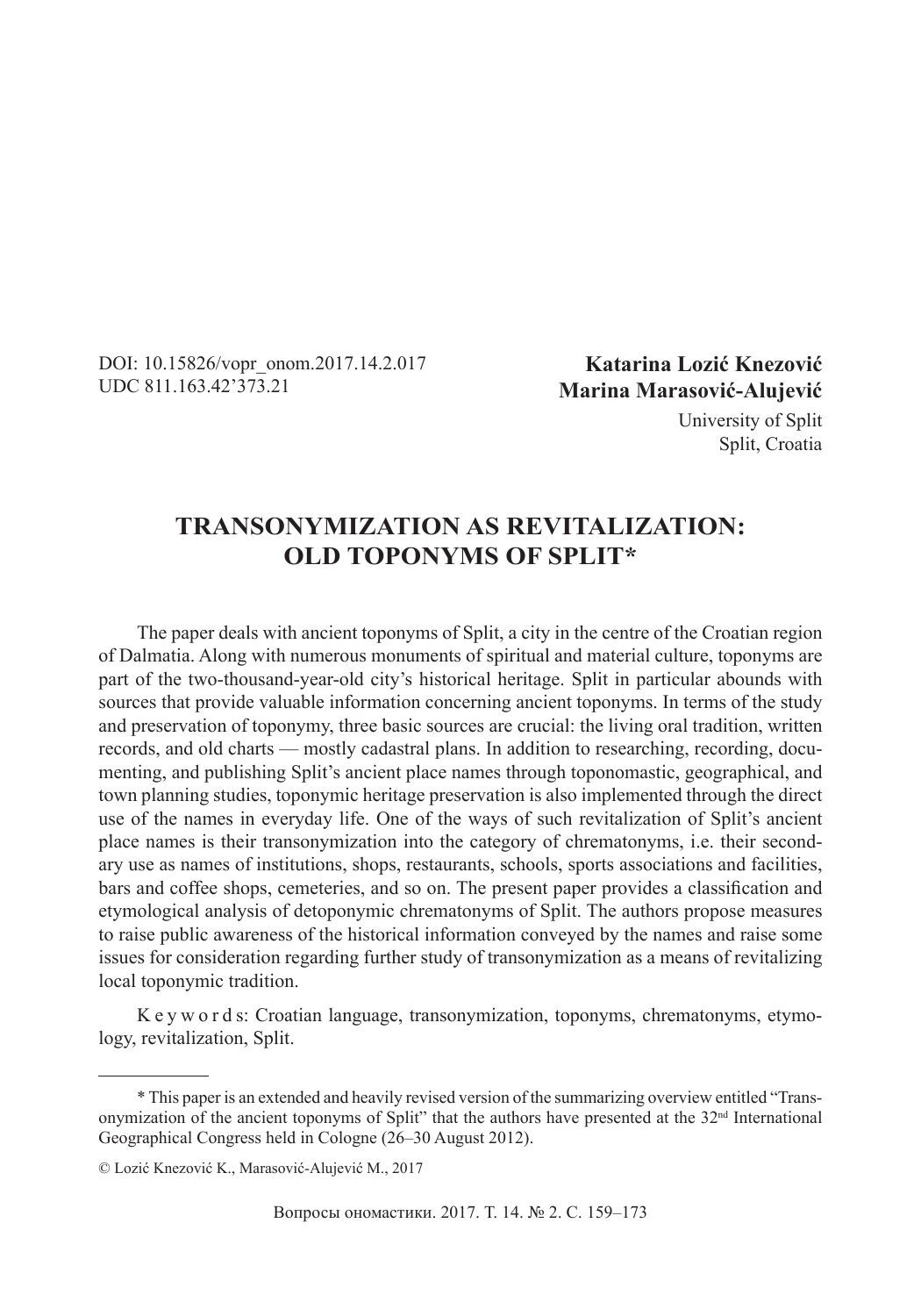DOI: 10.15826/vopr_onom.2017.14.2.017
UDC 811.163.42'373.21

**Katarina Lozić Knezović**
**Marina Marasović-Alujević**
University of Split
Split, Croatia

# TRANSONYMIZATION AS REVITALIZATION: OLD TOPONYMS OF SPLIT*

The paper deals with ancient toponyms of Split, a city in the centre of the Croatian region of Dalmatia. Along with numerous monuments of spiritual and material culture, toponyms are part of the two-thousand-year-old city's historical heritage. Split in particular abounds with sources that provide valuable information concerning ancient toponyms. In terms of the study and preservation of toponymy, three basic sources are crucial: the living oral tradition, written records, and old charts — mostly cadastral plans. In addition to researching, recording, documenting, and publishing Split's ancient place names through toponomastic, geographical, and town planning studies, toponymic heritage preservation is also implemented through the direct use of the names in everyday life. One of the ways of such revitalization of Split's ancient place names is their transonymization into the category of chrematonyms, i.e. their secondary use as names of institutions, shops, restaurants, schools, sports associations and facilities, bars and coffee shops, cemeteries, and so on. The present paper provides a classification and etymological analysis of detoponymic chrematonyms of Split. The authors propose measures to raise public awareness of the historical information conveyed by the names and raise some issues for consideration regarding further study of transonymization as a means of revitalizing local toponymic tradition.

K e y w o r d s: Croatian language, transonymization, toponyms, chrematonyms, etymology, revitalization, Split.

---

\* This paper is an extended and heavily revised version of the summarizing overview entitled "Transonymization of the ancient toponyms of Split" that the authors have presented at the 32nd International Geographical Congress held in Cologne (26–30 August 2012).

© Lozić Knezović K., Marasović-Alujević M., 2017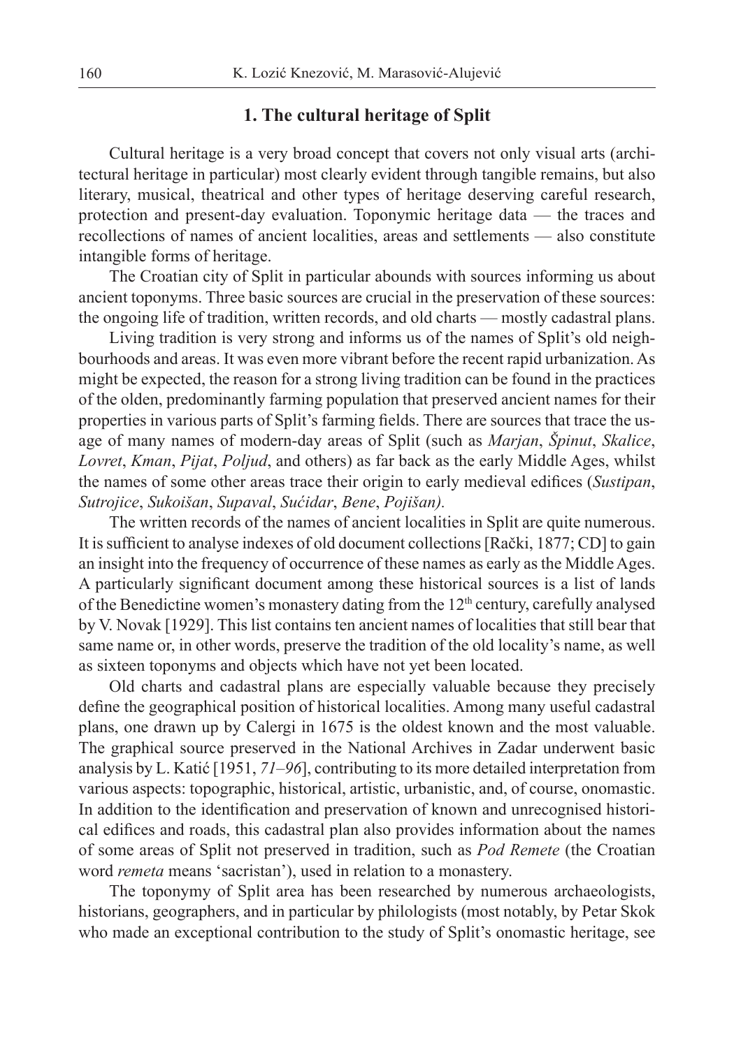## 1. The cultural heritage of Split

Cultural heritage is a very broad concept that covers not only visual arts (architectural heritage in particular) most clearly evident through tangible remains, but also literary, musical, theatrical and other types of heritage deserving careful research, protection and present-day evaluation. Toponymic heritage data — the traces and recollections of names of ancient localities, areas and settlements — also constitute intangible forms of heritage.

The Croatian city of Split in particular abounds with sources informing us about ancient toponyms. Three basic sources are crucial in the preservation of these sources: the ongoing life of tradition, written records, and old charts — mostly cadastral plans.

Living tradition is very strong and informs us of the names of Split's old neighbourhoods and areas. It was even more vibrant before the recent rapid urbanization. As might be expected, the reason for a strong living tradition can be found in the practices of the olden, predominantly farming population that preserved ancient names for their properties in various parts of Split's farming fields. There are sources that trace the usage of many names of modern-day areas of Split (such as *Marjan*, *Špinut*, *Skalice*, *Lovret*, *Kman*, *Pijat*, *Poljud*, and others) as far back as the early Middle Ages, whilst the names of some other areas trace their origin to early medieval edifices (*Sustipan*, *Sutrojice*, *Sukoišan*, *Supaval*, *Sućidar*, *Bene*, *Pojišan).*

The written records of the names of ancient localities in Split are quite numerous. It is sufficient to analyse indexes of old document collections [Rački, 1877; CD] to gain an insight into the frequency of occurrence of these names as early as the Middle Ages. A particularly significant document among these historical sources is a list of lands of the Benedictine women's monastery dating from the 12th century, carefully analysed by V. Novak [1929]. This list contains ten ancient names of localities that still bear that same name or, in other words, preserve the tradition of the old locality's name, as well as sixteen toponyms and objects which have not yet been located.

Old charts and cadastral plans are especially valuable because they precisely define the geographical position of historical localities. Among many useful cadastral plans, one drawn up by Calergi in 1675 is the oldest known and the most valuable. The graphical source preserved in the National Archives in Zadar underwent basic analysis by L. Katić [1951, *71–96*], contributing to its more detailed interpretation from various aspects: topographic, historical, artistic, urbanistic, and, of course, onomastic. In addition to the identification and preservation of known and unrecognised historical edifices and roads, this cadastral plan also provides information about the names of some areas of Split not preserved in tradition, such as *Pod Remete* (the Croatian word *remeta* means 'sacristan'), used in relation to a monastery.

The toponymy of Split area has been researched by numerous archaeologists, historians, geographers, and in particular by philologists (most notably, by Petar Skok who made an exceptional contribution to the study of Split's onomastic heritage, see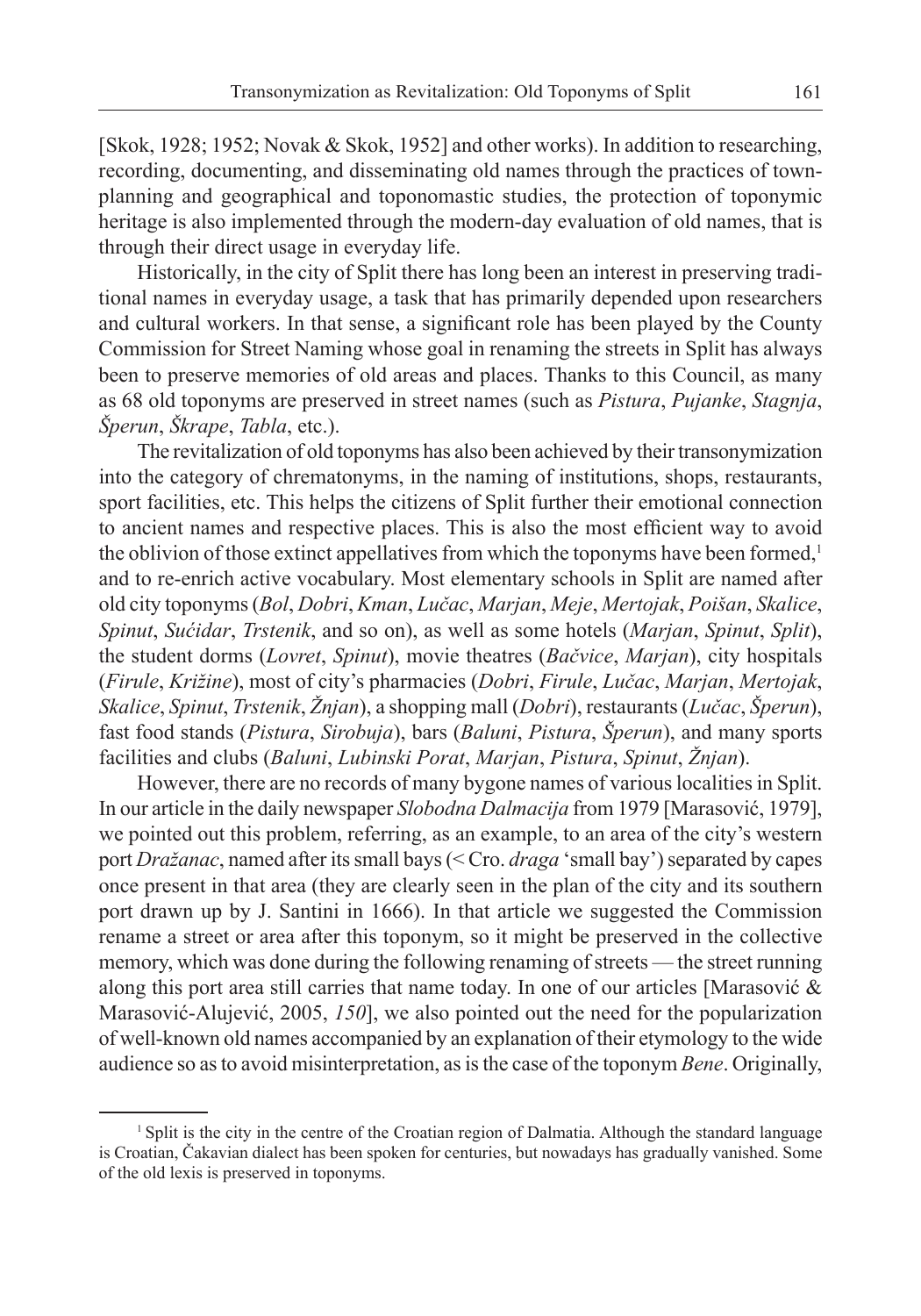[Skok, 1928; 1952; Novak & Skok, 1952] and other works). In addition to researching, recording, documenting, and disseminating old names through the practices of town-planning and geographical and toponomastic studies, the protection of toponymic heritage is also implemented through the modern-day evaluation of old names, that is through their direct usage in everyday life.

Historically, in the city of Split there has long been an interest in preserving traditional names in everyday usage, a task that has primarily depended upon researchers and cultural workers. In that sense, a significant role has been played by the County Commission for Street Naming whose goal in renaming the streets in Split has always been to preserve memories of old areas and places. Thanks to this Council, as many as 68 old toponyms are preserved in street names (such as *Pistura*, *Pujanke*, *Stagnja*, *Šperun*, *Škrape*, *Tabla*, etc.).

The revitalization of old toponyms has also been achieved by their transonymization into the category of chrematonyms, in the naming of institutions, shops, restaurants, sport facilities, etc. This helps the citizens of Split further their emotional connection to ancient names and respective places. This is also the most efficient way to avoid the oblivion of those extinct appellatives from which the toponyms have been formed,[1] and to re-enrich active vocabulary. Most elementary schools in Split are named after old city toponyms (*Bol*, *Dobri*, *Kman*, *Lučac*, *Marjan*, *Meje*, *Mertojak*, *Poišan*, *Skalice*, *Spinut*, *Sućidar*, *Trstenik*, and so on), as well as some hotels (*Marjan*, *Spinut*, *Split*), the student dorms (*Lovret*, *Spinut*), movie theatres (*Bačvice*, *Marjan*), city hospitals (*Firule*, *Križine*), most of city's pharmacies (*Dobri*, *Firule*, *Lučac*, *Marjan*, *Mertojak*, *Skalice*, *Spinut*, *Trstenik*, *Žnjan*), a shopping mall (*Dobri*), restaurants (*Lučac*, *Šperun*), fast food stands (*Pistura*, *Sirobuja*), bars (*Baluni*, *Pistura*, *Šperun*), and many sports facilities and clubs (*Baluni*, *Lubinski Porat*, *Marjan*, *Pistura*, *Spinut*, *Žnjan*).

However, there are no records of many bygone names of various localities in Split. In our article in the daily newspaper *Slobodna Dalmacija* from 1979 [Marasović, 1979], we pointed out this problem, referring, as an example, to an area of the city's western port *Dražanac*, named after its small bays (< Cro. *draga* 'small bay') separated by capes once present in that area (they are clearly seen in the plan of the city and its southern port drawn up by J. Santini in 1666). In that article we suggested the Commission rename a street or area after this toponym, so it might be preserved in the collective memory, which was done during the following renaming of streets — the street running along this port area still carries that name today. In one of our articles [Marasović & Marasović-Alujević, 2005, *150*], we also pointed out the need for the popularization of well-known old names accompanied by an explanation of their etymology to the wide audience so as to avoid misinterpretation, as is the case of the toponym *Bene*. Originally,

[1] Split is the city in the centre of the Croatian region of Dalmatia. Although the standard language is Croatian, Čakavian dialect has been spoken for centuries, but nowadays has gradually vanished. Some of the old lexis is preserved in toponyms.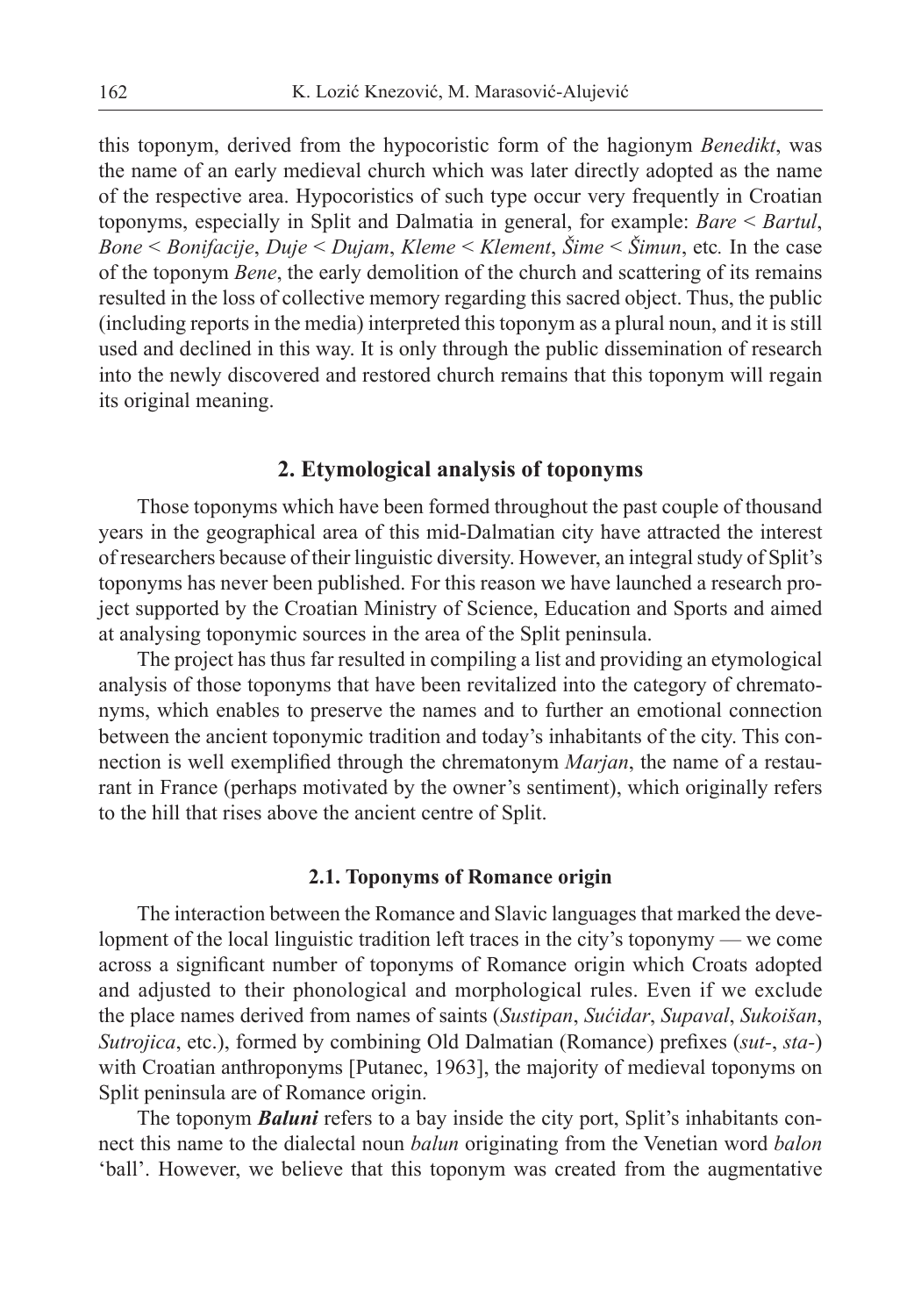this toponym, derived from the hypocoristic form of the hagionym *Benedikt*, was the name of an early medieval church which was later directly adopted as the name of the respective area. Hypocoristics of such type occur very frequently in Croatian toponyms, especially in Split and Dalmatia in general, for example: *Bare* < *Bartul*, *Bone* < *Bonifacije*, *Duje* < *Dujam*, *Kleme* < *Klement*, *Šime* < *Šimun*, etc*.* In the case of the toponym *Bene*, the early demolition of the church and scattering of its remains resulted in the loss of collective memory regarding this sacred object. Thus, the public (including reports in the media) interpreted this toponym as a plural noun, and it is still used and declined in this way. It is only through the public dissemination of research into the newly discovered and restored church remains that this toponym will regain its original meaning.

## 2. Etymological analysis of toponyms

Those toponyms which have been formed throughout the past couple of thousand years in the geographical area of this mid-Dalmatian city have attracted the interest of researchers because of their linguistic diversity. However, an integral study of Split's toponyms has never been published. For this reason we have launched a research project supported by the Croatian Ministry of Science, Education and Sports and aimed at analysing toponymic sources in the area of the Split peninsula.

The project has thus far resulted in compiling a list and providing an etymological analysis of those toponyms that have been revitalized into the category of chrematonyms, which enables to preserve the names and to further an emotional connection between the ancient toponymic tradition and today's inhabitants of the city. This connection is well exemplified through the chrematonym *Marjan*, the name of a restaurant in France (perhaps motivated by the owner's sentiment), which originally refers to the hill that rises above the ancient centre of Split.

### 2.1. Toponyms of Romance origin

The interaction between the Romance and Slavic languages that marked the development of the local linguistic tradition left traces in the city's toponymy — we come across a significant number of toponyms of Romance origin which Croats adopted and adjusted to their phonological and morphological rules. Even if we exclude the place names derived from names of saints (*Sustipan*, *Sućidar*, *Supaval*, *Sukoišan*, *Sutrojica*, etc.), formed by combining Old Dalmatian (Romance) prefixes (*sut*-, *sta*-) with Croatian anthroponyms [Putanec, 1963], the majority of medieval toponyms on Split peninsula are of Romance origin.

The toponym ***Baluni*** refers to a bay inside the city port, Split's inhabitants connect this name to the dialectal noun *balun* originating from the Venetian word *balon* 'ball'. However, we believe that this toponym was created from the augmentative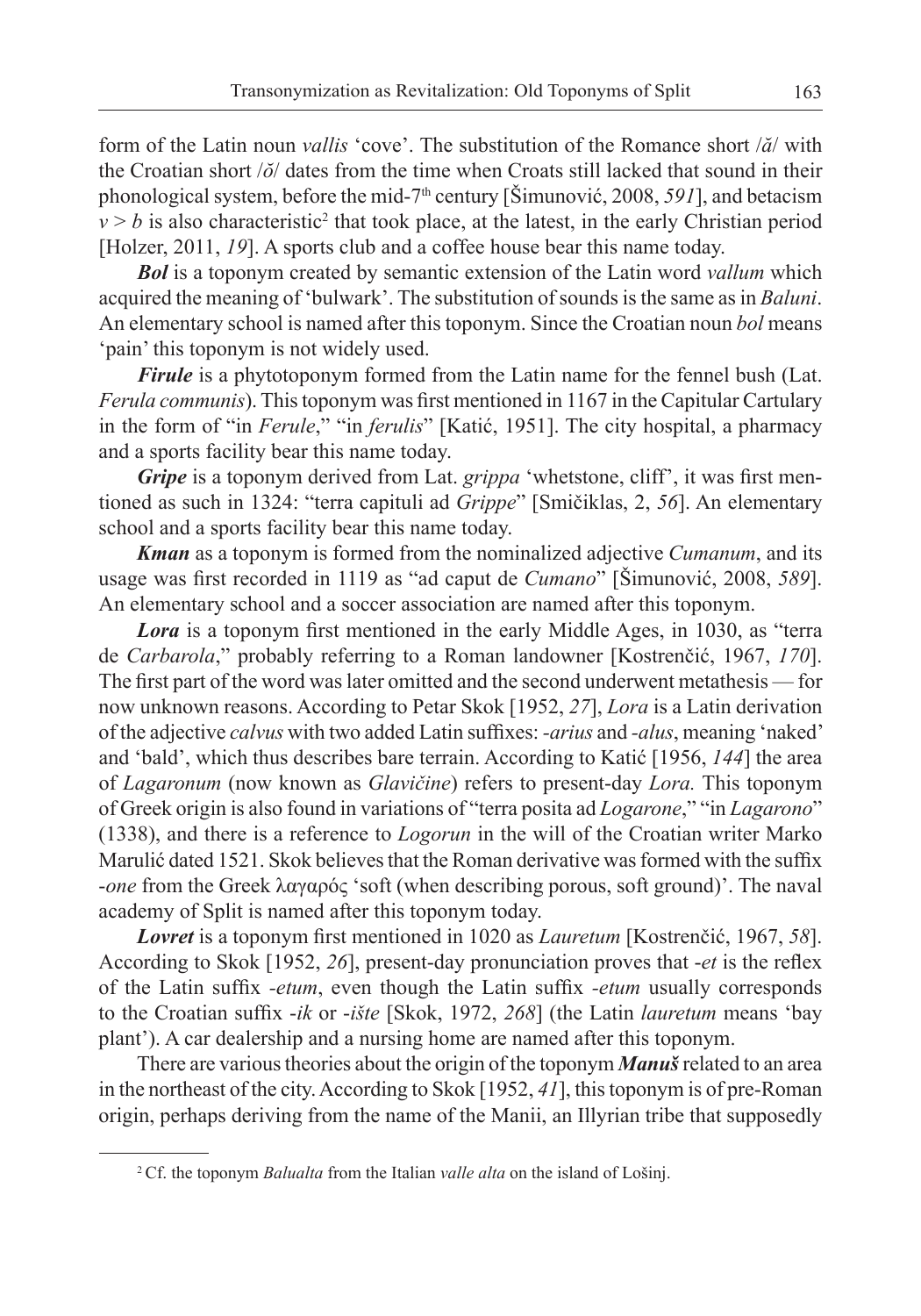form of the Latin noun *vallis* 'cove'. The substitution of the Romance short /ă/ with the Croatian short /ŏ/ dates from the time when Croats still lacked that sound in their phonological system, before the mid-7th century [Šimunović, 2008, *591*], and betacism $v > b$ is also characteristic[2] that took place, at the latest, in the early Christian period [Holzer, 2011, *19*]. A sports club and a coffee house bear this name today.

***Bol*** is a toponym created by semantic extension of the Latin word *vallum* which acquired the meaning of 'bulwark'. The substitution of sounds is the same as in *Baluni*. An elementary school is named after this toponym. Since the Croatian noun *bol* means 'pain' this toponym is not widely used.

***Firule*** is a phytotoponym formed from the Latin name for the fennel bush (Lat. *Ferula communis*). This toponym was first mentioned in 1167 in the Capitular Cartulary in the form of "in *Ferule*," "in *ferulis*" [Katić, 1951]. The city hospital, a pharmacy and a sports facility bear this name today.

***Gripe*** is a toponym derived from Lat. *grippa* 'whetstone, cliff', it was first mentioned as such in 1324: "terra capituli ad *Grippe*" [Smičiklas, 2, *56*]. An elementary school and a sports facility bear this name today.

***Kman*** as a toponym is formed from the nominalized adjective *Cumanum*, and its usage was first recorded in 1119 as "ad caput de *Cumano*" [Šimunović, 2008, *589*]. An elementary school and a soccer association are named after this toponym.

***Lora*** is a toponym first mentioned in the early Middle Ages, in 1030, as "terra de *Carbarola*," probably referring to a Roman landowner [Kostrenčić, 1967, *170*]. The first part of the word was later omitted and the second underwent metathesis — for now unknown reasons. According to Petar Skok [1952, *27*], *Lora* is a Latin derivation of the adjective *calvus* with two added Latin suffixes: *-arius* and *-alus*, meaning 'naked' and 'bald', which thus describes bare terrain. According to Katić [1956, *144*] the area of *Lagaronum* (now known as *Glavičine*) refers to present-day *Lora.* This toponym of Greek origin is also found in variations of "terra posita ad *Logarone*," "in *Lagarono*" (1338), and there is a reference to *Logorun* in the will of the Croatian writer Marko Marulić dated 1521. Skok believes that the Roman derivative was formed with the suffix *-one* from the Greek λαγαρός 'soft (when describing porous, soft ground)'. The naval academy of Split is named after this toponym today.

***Lovret*** is a toponym first mentioned in 1020 as *Lauretum* [Kostrenčić, 1967, *58*]. According to Skok [1952, *26*], present-day pronunciation proves that *-et* is the reflex of the Latin suffix *-etum*, even though the Latin suffix *-etum* usually corresponds to the Croatian suffix *-ik* or *-ište* [Skok, 1972, *268*] (the Latin *lauretum* means 'bay plant'). A car dealership and a nursing home are named after this toponym.

There are various theories about the origin of the toponym ***Manuš*** related to an area in the northeast of the city. According to Skok [1952, *41*], this toponym is of pre-Roman origin, perhaps deriving from the name of the Manii, an Illyrian tribe that supposedly

[2] Cf. the toponym *Balualta* from the Italian *valle alta* on the island of Lošinj.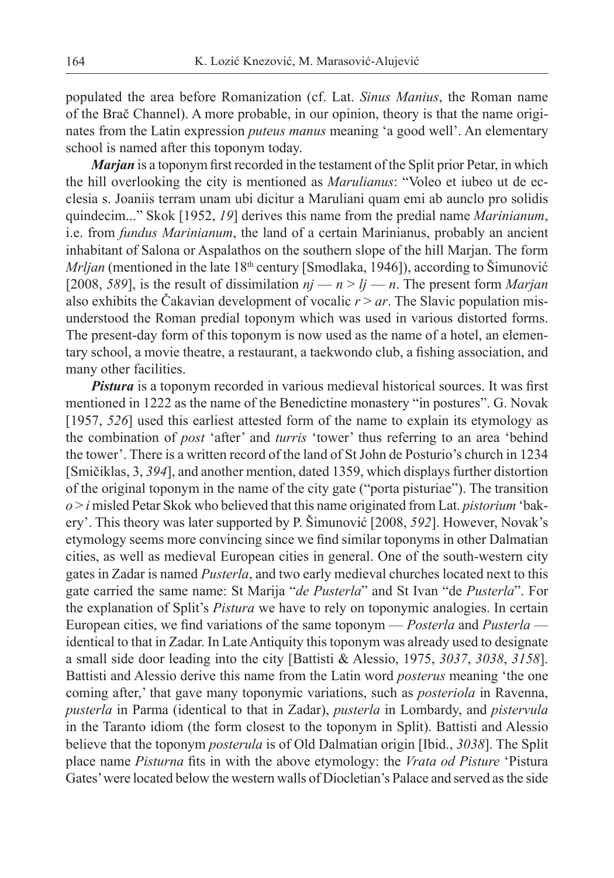populated the area before Romanization (cf. Lat. *Sinus Manius*, the Roman name of the Brač Channel). A more probable, in our opinion, theory is that the name originates from the Latin expression *puteus manus* meaning 'a good well'. An elementary school is named after this toponym today.

***Marjan*** is a toponym first recorded in the testament of the Split prior Petar, in which the hill overlooking the city is mentioned as *Marulianus*: "Voleo et iubeo ut de ecclesia s. Joaniis terram unam ubi dicitur a Maruliani quam emi ab aunclo pro solidis quindecim..." Skok [1952, *19*] derives this name from the predial name *Marinianum*, i.e. from *fundus Marinianum*, the land of a certain Marinianus, probably an ancient inhabitant of Salona or Aspalathos on the southern slope of the hill Marjan. The form *Mrljan* (mentioned in the late 18th century [Smodlaka, 1946]), according to Šimunović [2008, *589*], is the result of dissimilation *nj* — *n* > *lj* — *n*. The present form *Marjan* also exhibits the Čakavian development of vocalic *r* > *ar*. The Slavic population misunderstood the Roman predial toponym which was used in various distorted forms. The present-day form of this toponym is now used as the name of a hotel, an elementary school, a movie theatre, a restaurant, a taekwondo club, a fishing association, and many other facilities.

***Pistura*** is a toponym recorded in various medieval historical sources. It was first mentioned in 1222 as the name of the Benedictine monastery "in postures". G. Novak [1957, *526*] used this earliest attested form of the name to explain its etymology as the combination of *post* 'after' and *turris* 'tower' thus referring to an area 'behind the tower'. There is a written record of the land of St John de Posturio's church in 1234 [Smičiklas, 3, *394*], and another mention, dated 1359, which displays further distortion of the original toponym in the name of the city gate ("porta pisturiae"). The transition *o* > *i* misled Petar Skok who believed that this name originated from Lat. *pistorium* 'bakery'. This theory was later supported by P. Šimunović [2008, *592*]. However, Novak's etymology seems more convincing since we find similar toponyms in other Dalmatian cities, as well as medieval European cities in general. One of the south-western city gates in Zadar is named *Pusterla*, and two early medieval churches located next to this gate carried the same name: St Marija "*de Pusterla*" and St Ivan "de *Pusterla*". For the explanation of Split's *Pistura* we have to rely on toponymic analogies. In certain European cities, we find variations of the same toponym — *Posterla* and *Pusterla* — identical to that in Zadar. In Late Antiquity this toponym was already used to designate a small side door leading into the city [Battisti & Alessio, 1975, *3037*, *3038*, *3158*]. Battisti and Alessio derive this name from the Latin word *posterus* meaning 'the one coming after,' that gave many toponymic variations, such as *posteriola* in Ravenna, *pusterla* in Parma (identical to that in Zadar), *pusterla* in Lombardy, and *pistervula* in the Taranto idiom (the form closest to the toponym in Split). Battisti and Alessio believe that the toponym *posterula* is of Old Dalmatian origin [Ibid., *3038*]. The Split place name *Pisturna* fits in with the above etymology: the *Vrata od Pisture* 'Pistura Gates' were located below the western walls of Diocletian's Palace and served as the side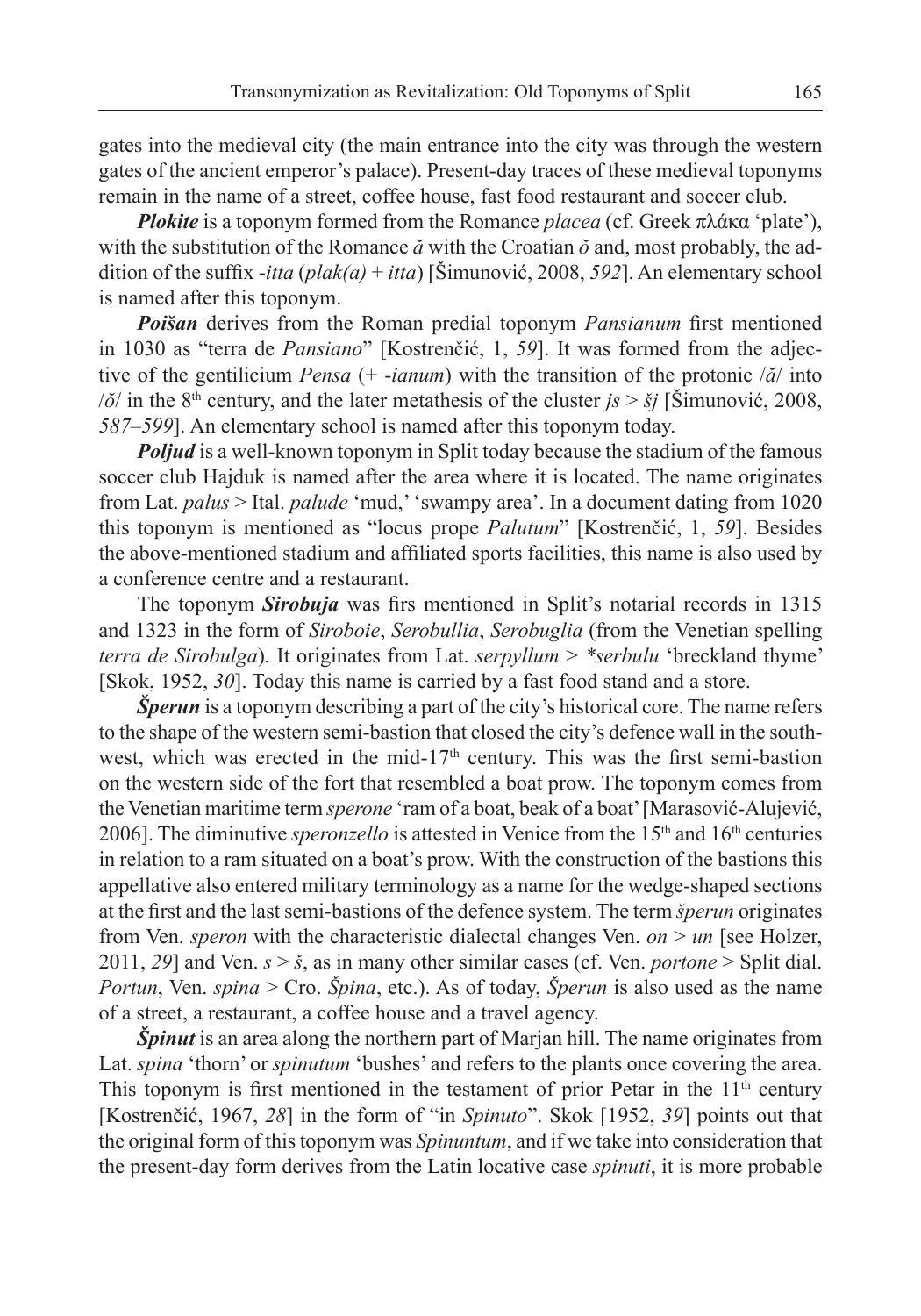gates into the medieval city (the main entrance into the city was through the western gates of the ancient emperor's palace). Present-day traces of these medieval toponyms remain in the name of a street, coffee house, fast food restaurant and soccer club.

***Plokite*** is a toponym formed from the Romance *placea* (cf. Greek πλάκα 'plate'), with the substitution of the Romance *ă* with the Croatian *ŏ* and, most probably, the addition of the suffix *-itta* (*plak(a)* + *itta*) [Šimunović, 2008, *592*]. An elementary school is named after this toponym.

***Poišan*** derives from the Roman predial toponym *Pansianum* first mentioned in 1030 as "terra de *Pansiano*" [Kostrenčić, 1, *59*]. It was formed from the adjective of the gentilicium *Pensa* (+ *-ianum*) with the transition of the protonic /*ă*/ into /*ŏ*/ in the 8th century, and the later metathesis of the cluster *js* > *šj* [Šimunović, 2008, *587–599*]. An elementary school is named after this toponym today.

***Poljud*** is a well-known toponym in Split today because the stadium of the famous soccer club Hajduk is named after the area where it is located. The name originates from Lat. *palus* > Ital. *palude* 'mud,' 'swampy area'. In a document dating from 1020 this toponym is mentioned as "locus prope *Palutum*" [Kostrenčić, 1, *59*]. Besides the above-mentioned stadium and affiliated sports facilities, this name is also used by a conference centre and a restaurant.

The toponym ***Sirobuja*** was firs mentioned in Split's notarial records in 1315 and 1323 in the form of *Siroboie*, *Serobullia*, *Serobuglia* (from the Venetian spelling *terra de Sirobulga*). It originates from Lat. *serpyllum* > *\*serbulu* 'breckland thyme' [Skok, 1952, *30*]. Today this name is carried by a fast food stand and a store.

***Šperun*** is a toponym describing a part of the city's historical core. The name refers to the shape of the western semi-bastion that closed the city's defence wall in the southwest, which was erected in the mid-17th century. This was the first semi-bastion on the western side of the fort that resembled a boat prow. The toponym comes from the Venetian maritime term *sperone* 'ram of a boat, beak of a boat' [Marasović-Alujević, 2006]. The diminutive *speronzello* is attested in Venice from the 15th and 16th centuries in relation to a ram situated on a boat's prow. With the construction of the bastions this appellative also entered military terminology as a name for the wedge-shaped sections at the first and the last semi-bastions of the defence system. The term *šperun* originates from Ven. *speron* with the characteristic dialectal changes Ven. *on* > *un* [see Holzer, 2011, *29*] and Ven. *s* > *š*, as in many other similar cases (cf. Ven. *portone* > Split dial. *Portun*, Ven. *spina* > Cro. *Špina*, etc.). As of today, *Šperun* is also used as the name of a street, a restaurant, a coffee house and a travel agency.

***Špinut*** is an area along the northern part of Marjan hill. The name originates from Lat. *spina* 'thorn' or *spinutum* 'bushes' and refers to the plants once covering the area. This toponym is first mentioned in the testament of prior Petar in the 11th century [Kostrenčić, 1967, *28*] in the form of "in *Spinuto*". Skok [1952, *39*] points out that the original form of this toponym was *Spinuntum*, and if we take into consideration that the present-day form derives from the Latin locative case *spinuti*, it is more probable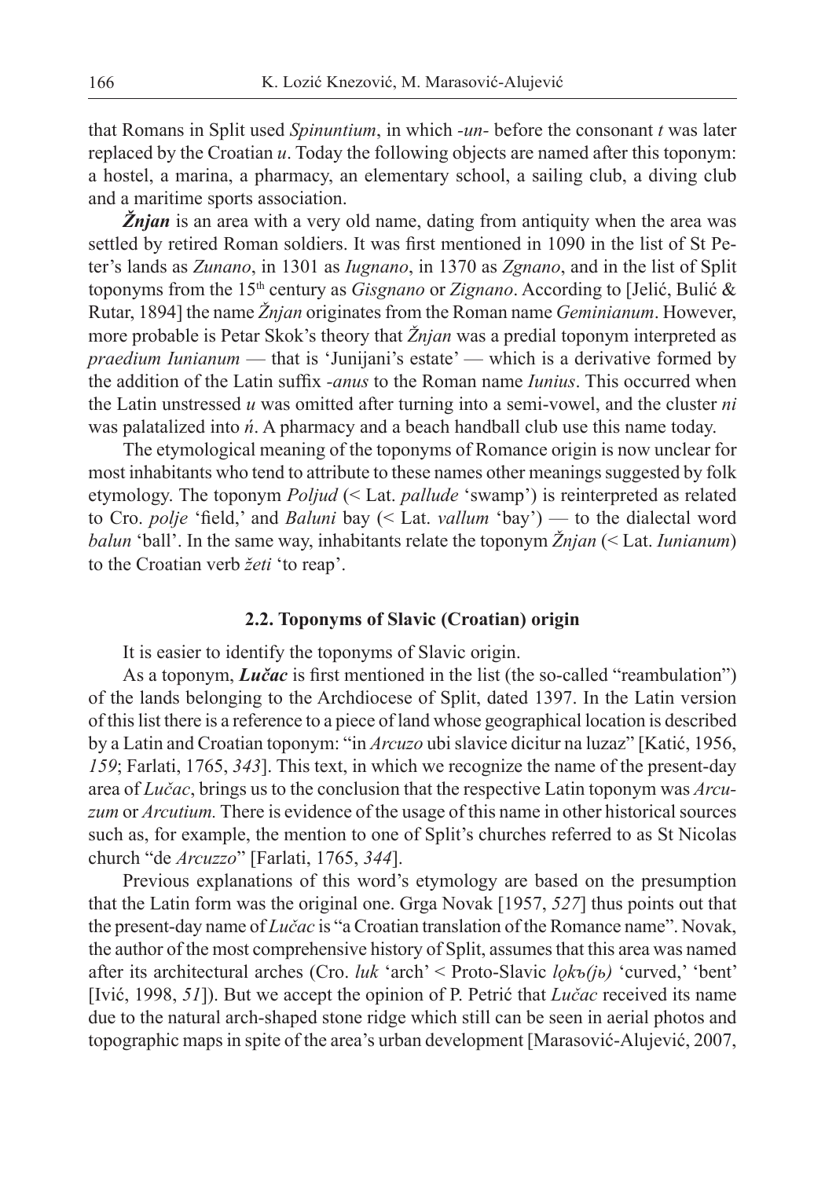that Romans in Split used *Spinuntium*, in which *-un-* before the consonant *t* was later replaced by the Croatian *u*. Today the following objects are named after this toponym: a hostel, a marina, a pharmacy, an elementary school, a sailing club, a diving club and a maritime sports association.

***Žnjan*** is an area with a very old name, dating from antiquity when the area was settled by retired Roman soldiers. It was first mentioned in 1090 in the list of St Peter's lands as *Zunano*, in 1301 as *Iugnano*, in 1370 as *Zgnano*, and in the list of Split toponyms from the 15th century as *Gisgnano* or *Zignano*. According to [Jelić, Bulić & Rutar, 1894] the name *Žnjan* originates from the Roman name *Geminianum*. However, more probable is Petar Skok's theory that *Žnjan* was a predial toponym interpreted as *praedium Iunianum* — that is 'Junijani's estate' — which is a derivative formed by the addition of the Latin suffix *-anus* to the Roman name *Iunius*. This occurred when the Latin unstressed *u* was omitted after turning into a semi-vowel, and the cluster *ni* was palatalized into *ń*. A pharmacy and a beach handball club use this name today.

The etymological meaning of the toponyms of Romance origin is now unclear for most inhabitants who tend to attribute to these names other meanings suggested by folk etymology. The toponym *Poljud* (< Lat. *pallude* 'swamp') is reinterpreted as related to Cro. *polje* 'field,' and *Baluni* bay (< Lat. *vallum* 'bay') — to the dialectal word *balun* 'ball'. In the same way, inhabitants relate the toponym *Žnjan* (< Lat. *Iunianum*) to the Croatian verb *žeti* 'to reap'.

### 2.2. Toponyms of Slavic (Croatian) origin

It is easier to identify the toponyms of Slavic origin.

As a toponym, ***Lučac*** is first mentioned in the list (the so-called "reambulation") of the lands belonging to the Archdiocese of Split, dated 1397. In the Latin version of this list there is a reference to a piece of land whose geographical location is described by a Latin and Croatian toponym: "in *Arcuzo* ubi slavice dicitur na luzaz" [Katić, 1956, *159*; Farlati, 1765, *343*]. This text, in which we recognize the name of the present-day area of *Lučac*, brings us to the conclusion that the respective Latin toponym was *Arcuzum* or *Arcutium.* There is evidence of the usage of this name in other historical sources such as, for example, the mention to one of Split's churches referred to as St Nicolas church "de *Arcuzzo*" [Farlati, 1765, *344*].

Previous explanations of this word's etymology are based on the presumption that the Latin form was the original one. Grga Novak [1957, *527*] thus points out that the present-day name of *Lučac* is "a Croatian translation of the Romance name". Novak, the author of the most comprehensive history of Split, assumes that this area was named after its architectural arches (Cro. *luk* 'arch' < Proto-Slavic *lǫkъ(jь)* 'curved,' 'bent' [Ivić, 1998, *51*]). But we accept the opinion of P. Petrić that *Lučac* received its name due to the natural arch-shaped stone ridge which still can be seen in aerial photos and topographic maps in spite of the area's urban development [Marasović-Alujević, 2007,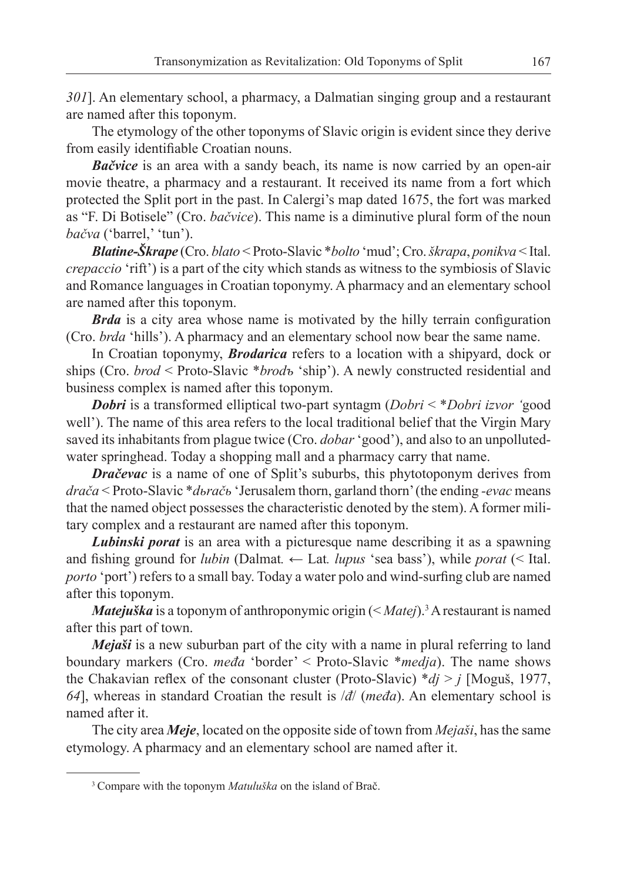*301*]. An elementary school, a pharmacy, a Dalmatian singing group and a restaurant are named after this toponym.

The etymology of the other toponyms of Slavic origin is evident since they derive from easily identifiable Croatian nouns.

***Bačvice*** is an area with a sandy beach, its name is now carried by an open-air movie theatre, a pharmacy and a restaurant. It received its name from a fort which protected the Split port in the past. In Calergi's map dated 1675, the fort was marked as "F. Di Botisele" (Cro. *bačvice*). This name is a diminutive plural form of the noun *bačva* ('barrel,' 'tun').

***Blatine-Škrape*** (Cro. *blato* < Proto-Slavic \**bolto* 'mud'; Cro. *škrapa*, *ponikva* < Ital. *crepaccio* 'rift') is a part of the city which stands as witness to the symbiosis of Slavic and Romance languages in Croatian toponymy. A pharmacy and an elementary school are named after this toponym.

***Brda*** is a city area whose name is motivated by the hilly terrain configuration (Cro. *brda* 'hills'). A pharmacy and an elementary school now bear the same name.

In Croatian toponymy, ***Brodarica*** refers to a location with a shipyard, dock or ships (Cro. *brod* < Proto-Slavic \**brodъ* 'ship'). A newly constructed residential and business complex is named after this toponym.

***Dobri*** is a transformed elliptical two-part syntagm (*Dobri* < \**Dobri izvor* 'good well'). The name of this area refers to the local traditional belief that the Virgin Mary saved its inhabitants from plague twice (Cro. *dobar* 'good'), and also to an unpolluted-water springhead. Today a shopping mall and a pharmacy carry that name.

***Dračevac*** is a name of one of Split's suburbs, this phytotoponym derives from *drača* < Proto-Slavic \**dьračь* 'Jerusalem thorn, garland thorn' (the ending *-evac* means that the named object possesses the characteristic denoted by the stem). A former military complex and a restaurant are named after this toponym.

***Lubinski porat*** is an area with a picturesque name describing it as a spawning and fishing ground for *lubin* (Dalmat. ← Lat. *lupus* 'sea bass'), while *porat* (< Ital. *porto* 'port') refers to a small bay. Today a water polo and wind-surfing club are named after this toponym.

***Matejuška*** is a toponym of anthroponymic origin (< *Matej*).[3] A restaurant is named after this part of town.

***Mejaši*** is a new suburban part of the city with a name in plural referring to land boundary markers (Cro. *međa* 'border' < Proto-Slavic \**medja*). The name shows the Chakavian reflex of the consonant cluster (Proto-Slavic) \**dj* > *j* [Moguš, 1977, *64*], whereas in standard Croatian the result is /*đ*/ (*međa*). An elementary school is named after it.

The city area ***Meje***, located on the opposite side of town from *Mejaši*, has the same etymology. A pharmacy and an elementary school are named after it.

[3] Compare with the toponym *Matuluška* on the island of Brač.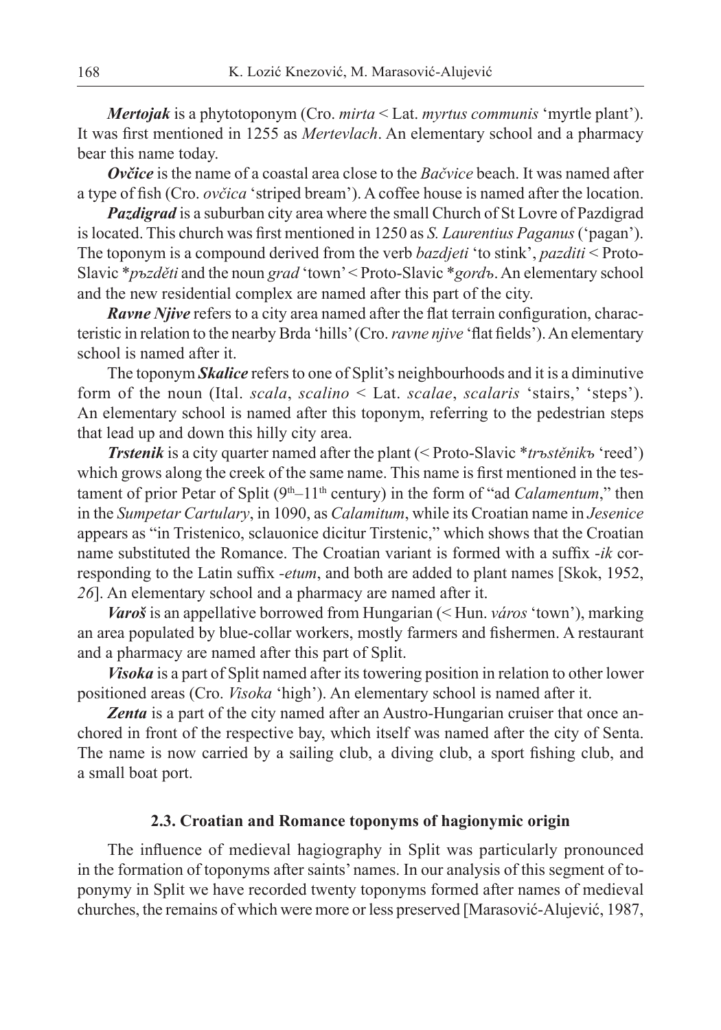***Mertojak*** is a phytotoponym (Cro. *mirta* < Lat. *myrtus communis* 'myrtle plant'). It was first mentioned in 1255 as *Mertevlach*. An elementary school and a pharmacy bear this name today.

***Ovčice*** is the name of a coastal area close to the *Bačvice* beach. It was named after a type of fish (Cro. *ovčica* 'striped bream'). A coffee house is named after the location.

***Pazdigrad*** is a suburban city area where the small Church of St Lovre of Pazdigrad is located. This church was first mentioned in 1250 as *S. Laurentius Paganus* ('pagan'). The toponym is a compound derived from the verb *bazdjeti* 'to stink', *pazditi* < Proto-Slavic \**pъzděti* and the noun *grad* 'town' < Proto-Slavic \**gordъ*. An elementary school and the new residential complex are named after this part of the city.

***Ravne Njive*** refers to a city area named after the flat terrain configuration, characteristic in relation to the nearby Brda 'hills' (Cro. *ravne njive* 'flat fields'). An elementary school is named after it.

The toponym ***Skalice*** refers to one of Split's neighbourhoods and it is a diminutive form of the noun (Ital. *scala*, *scalino* < Lat. *scalae*, *scalaris* 'stairs,' 'steps'). An elementary school is named after this toponym, referring to the pedestrian steps that lead up and down this hilly city area.

***Trstenik*** is a city quarter named after the plant (< Proto-Slavic \**trъstěnikъ* 'reed') which grows along the creek of the same name. This name is first mentioned in the testament of prior Petar of Split (9th–11th century) in the form of "ad *Calamentum*," then in the *Sumpetar Cartulary*, in 1090, as *Calamitum*, while its Croatian name in *Jesenice* appears as "in Tristenico, sclauonice dicitur Tirstenic," which shows that the Croatian name substituted the Romance. The Croatian variant is formed with a suffix *-ik* corresponding to the Latin suffix *-etum*, and both are added to plant names [Skok, 1952, *26*]. An elementary school and a pharmacy are named after it.

***Varoš*** is an appellative borrowed from Hungarian (< Hun. *város* 'town'), marking an area populated by blue-collar workers, mostly farmers and fishermen. A restaurant and a pharmacy are named after this part of Split.

***Visoka*** is a part of Split named after its towering position in relation to other lower positioned areas (Cro. *Visoka* 'high'). An elementary school is named after it.

***Zenta*** is a part of the city named after an Austro-Hungarian cruiser that once anchored in front of the respective bay, which itself was named after the city of Senta. The name is now carried by a sailing club, a diving club, a sport fishing club, and a small boat port.

### 2.3. Croatian and Romance toponyms of hagionymic origin

The influence of medieval hagiography in Split was particularly pronounced in the formation of toponyms after saints' names. In our analysis of this segment of toponymy in Split we have recorded twenty toponyms formed after names of medieval churches, the remains of which were more or less preserved [Marasović-Alujević, 1987,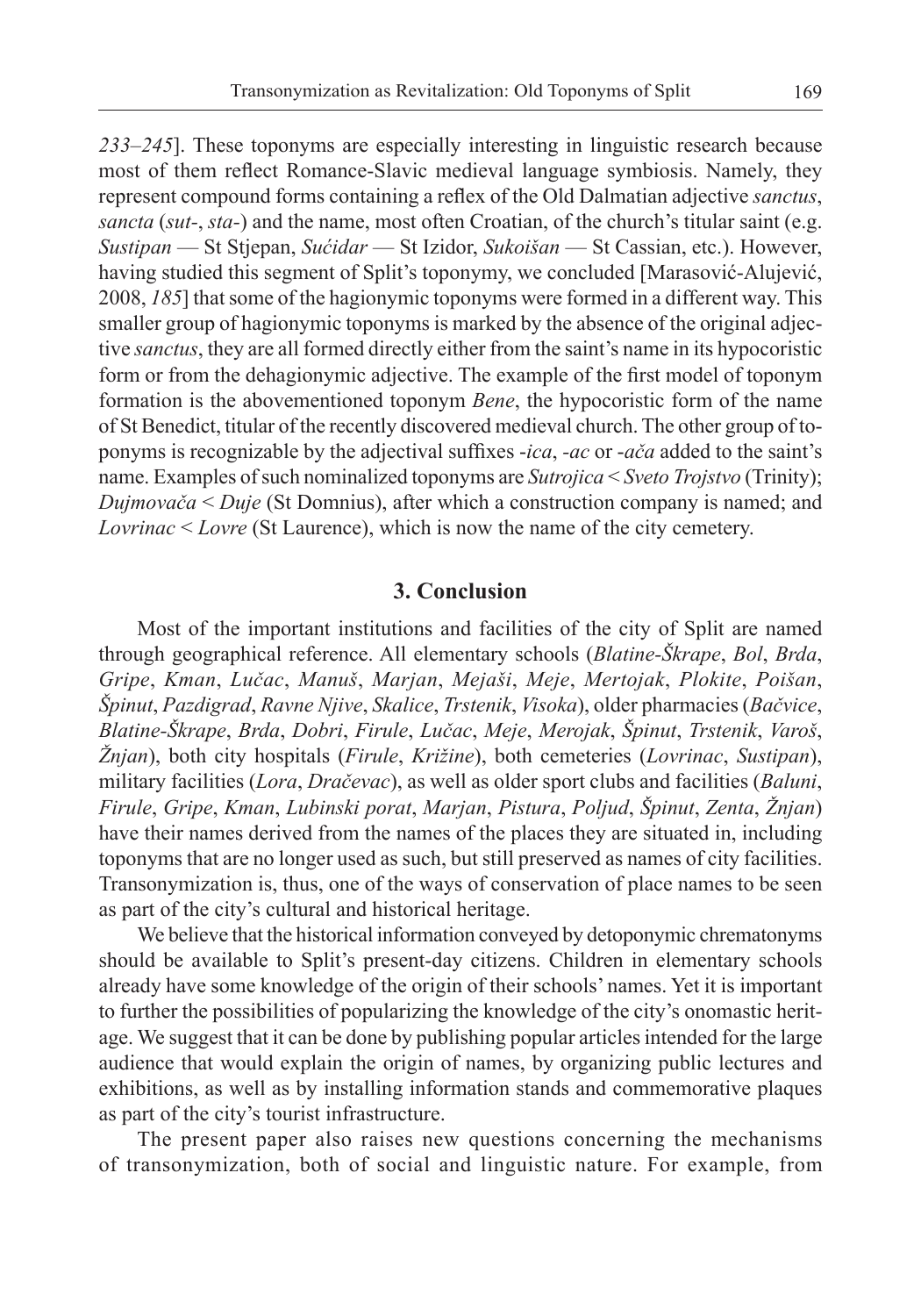*233–245*]. These toponyms are especially interesting in linguistic research because most of them reflect Romance-Slavic medieval language symbiosis. Namely, they represent compound forms containing a reflex of the Old Dalmatian adjective *sanctus*, *sancta* (*sut*-, *sta*-) and the name, most often Croatian, of the church's titular saint (e.g. *Sustipan* — St Stjepan, *Sućidar* — St Izidor, *Sukoišan* — St Cassian, etc.). However, having studied this segment of Split's toponymy, we concluded [Marasović-Alujević, 2008, *185*] that some of the hagionymic toponyms were formed in a different way. This smaller group of hagionymic toponyms is marked by the absence of the original adjective *sanctus*, they are all formed directly either from the saint's name in its hypocoristic form or from the dehagionymic adjective. The example of the first model of toponym formation is the abovementioned toponym *Bene*, the hypocoristic form of the name of St Benedict, titular of the recently discovered medieval church. The other group of toponyms is recognizable by the adjectival suffixes -*ica*, -*ac* or -*ača* added to the saint's name. Examples of such nominalized toponyms are *Sutrojica* < *Sveto Trojstvo* (Trinity); *Dujmovača* < *Duje* (St Domnius), after which a construction company is named; and *Lovrinac* < *Lovre* (St Laurence), which is now the name of the city cemetery.

## 3. Conclusion

Most of the important institutions and facilities of the city of Split are named through geographical reference. All elementary schools (*Blatine-Škrape*, *Bol*, *Brda*, *Gripe*, *Kman*, *Lučac*, *Manuš*, *Marjan*, *Mejaši*, *Meje*, *Mertojak*, *Plokite*, *Poišan*, *Špinut*, *Pazdigrad*, *Ravne Njive*, *Skalice*, *Trstenik*, *Visoka*), older pharmacies (*Bačvice*, *Blatine-Škrape*, *Brda*, *Dobri*, *Firule*, *Lučac*, *Meje*, *Merojak*, *Špinut*, *Trstenik*, *Varoš*, *Žnjan*), both city hospitals (*Firule*, *Križine*), both cemeteries (*Lovrinac*, *Sustipan*), military facilities (*Lora*, *Dračevac*), as well as older sport clubs and facilities (*Baluni*, *Firule*, *Gripe*, *Kman*, *Lubinski porat*, *Marjan*, *Pistura*, *Poljud*, *Špinut*, *Zenta*, *Žnjan*) have their names derived from the names of the places they are situated in, including toponyms that are no longer used as such, but still preserved as names of city facilities. Transonymization is, thus, one of the ways of conservation of place names to be seen as part of the city's cultural and historical heritage.

We believe that the historical information conveyed by detoponymic chrematonyms should be available to Split's present-day citizens. Children in elementary schools already have some knowledge of the origin of their schools' names. Yet it is important to further the possibilities of popularizing the knowledge of the city's onomastic heritage. We suggest that it can be done by publishing popular articles intended for the large audience that would explain the origin of names, by organizing public lectures and exhibitions, as well as by installing information stands and commemorative plaques as part of the city's tourist infrastructure.

The present paper also raises new questions concerning the mechanisms of transonymization, both of social and linguistic nature. For example, from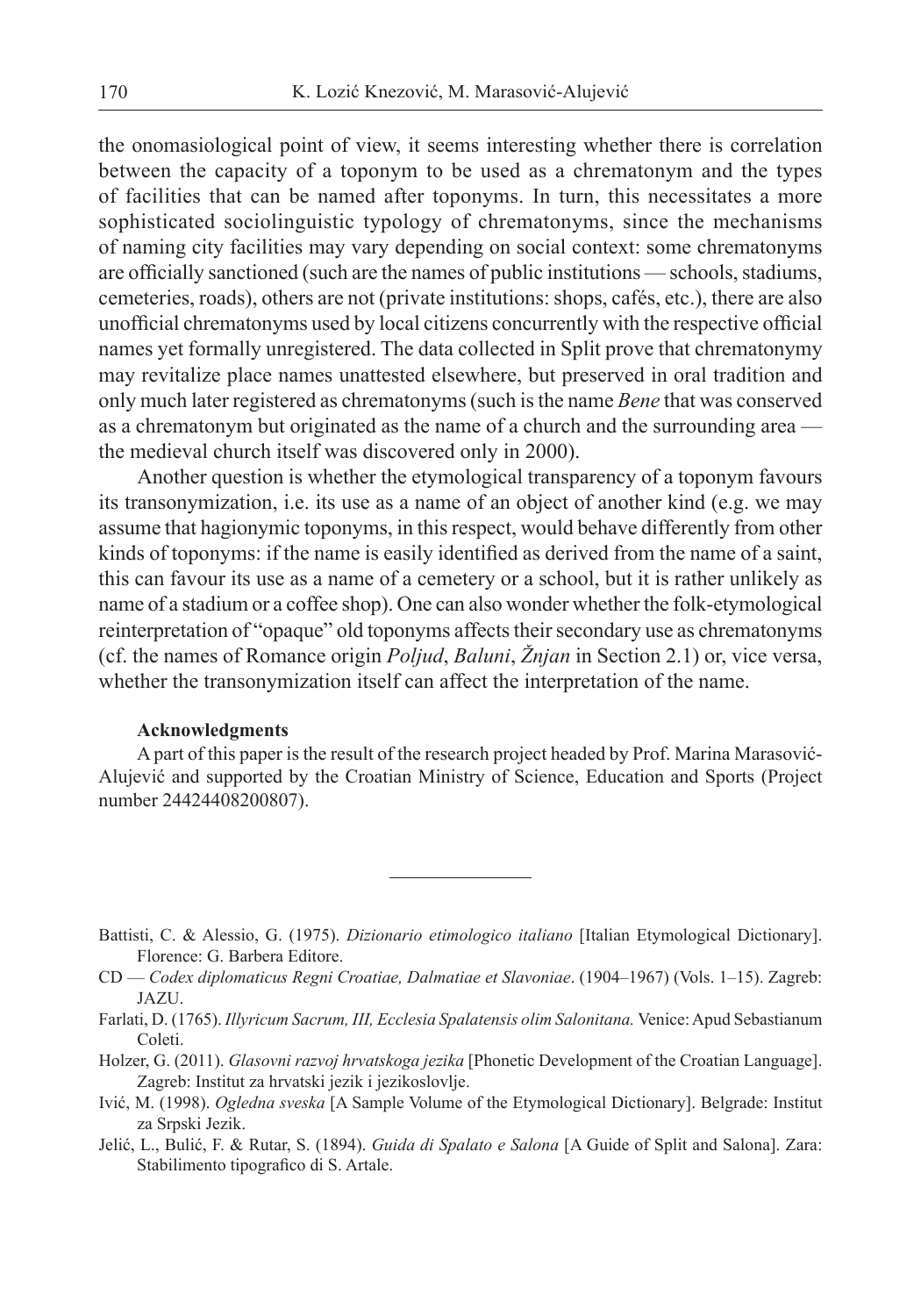the onomasiological point of view, it seems interesting whether there is correlation between the capacity of a toponym to be used as a chrematonym and the types of facilities that can be named after toponyms. In turn, this necessitates a more sophisticated sociolinguistic typology of chrematonyms, since the mechanisms of naming city facilities may vary depending on social context: some chrematonyms are officially sanctioned (such are the names of public institutions — schools, stadiums, cemeteries, roads), others are not (private institutions: shops, cafés, etc.), there are also unofficial chrematonyms used by local citizens concurrently with the respective official names yet formally unregistered. The data collected in Split prove that chrematonymy may revitalize place names unattested elsewhere, but preserved in oral tradition and only much later registered as chrematonyms (such is the name *Bene* that was conserved as a chrematonym but originated as the name of a church and the surrounding area — the medieval church itself was discovered only in 2000).

Another question is whether the etymological transparency of a toponym favours its transonymization, i.e. its use as a name of an object of another kind (e.g. we may assume that hagionymic toponyms, in this respect, would behave differently from other kinds of toponyms: if the name is easily identified as derived from the name of a saint, this can favour its use as a name of a cemetery or a school, but it is rather unlikely as name of a stadium or a coffee shop). One can also wonder whether the folk-etymological reinterpretation of "opaque" old toponyms affects their secondary use as chrematonyms (cf. the names of Romance origin *Poljud*, *Baluni*, *Žnjan* in Section 2.1) or, vice versa, whether the transonymization itself can affect the interpretation of the name.

**Acknowledgments**

A part of this paper is the result of the research project headed by Prof. Marina Marasović-Alujević and supported by the Croatian Ministry of Science, Education and Sports (Project number 24424408200807).

---

Battisti, C. & Alessio, G. (1975). *Dizionario etimologico italiano* [Italian Etymological Dictionary]. Florence: G. Barbera Editore.

CD — *Codex diplomaticus Regni Croatiae, Dalmatiae et Slavoniae*. (1904–1967) (Vols. 1–15). Zagreb: JAZU.

Farlati, D. (1765). *Illyricum Sacrum, III, Ecclesia Spalatensis olim Salonitana.* Venice: Apud Sebastianum Coleti.

Holzer, G. (2011). *Glasovni razvoj hrvatskoga jezika* [Phonetic Development of the Croatian Language]. Zagreb: Institut za hrvatski jezik i jezikoslovlje.

Ivić, M. (1998). *Ogledna sveska* [A Sample Volume of the Etymological Dictionary]. Belgrade: Institut za Srpski Jezik.

Jelić, L., Bulić, F. & Rutar, S. (1894). *Guida di Spalato e Salona* [A Guide of Split and Salona]. Zara: Stabilimento tipografico di S. Artale.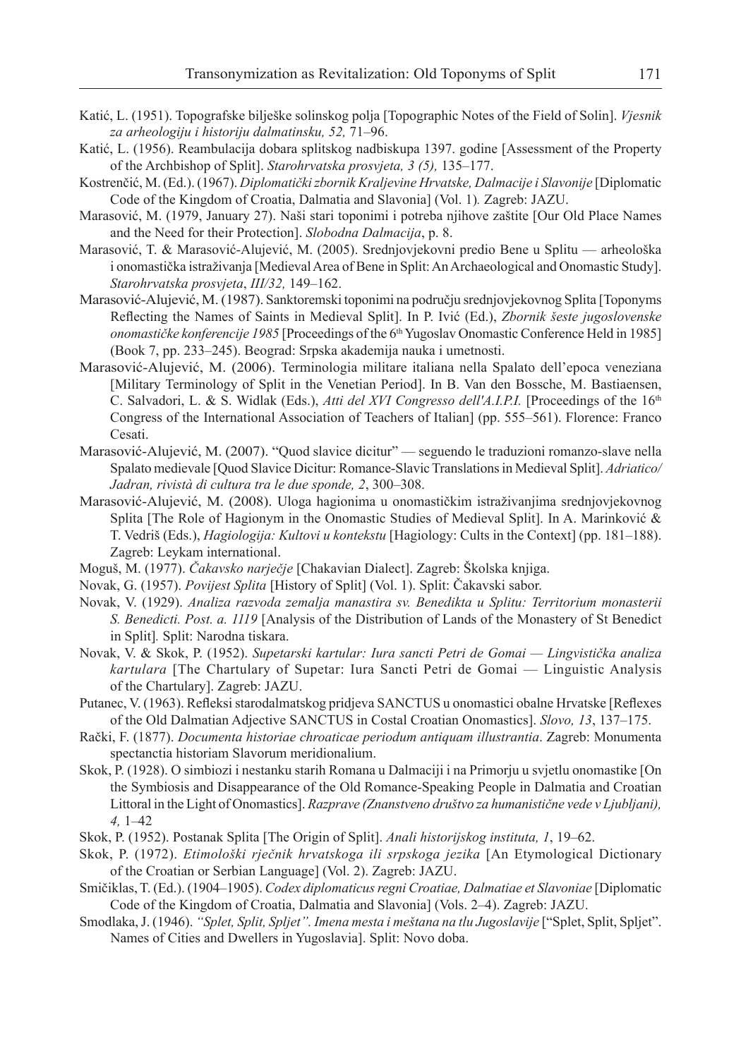Katić, L. (1951). Topografske bilješke solinskog polja [Topographic Notes of the Field of Solin]. *Vjesnik za arheologiju i historiju dalmatinsku, 52,* 71–96.

Katić, L. (1956). Reambulacija dobara splitskog nadbiskupa 1397. godine [Assessment of the Property of the Archbishop of Split]. *Starohrvatska prosvjeta, 3 (5),* 135–177.

Kostrenčić, M. (Ed.). (1967). *Diplomatički zbornik Kraljevine Hrvatske, Dalmacije i Slavonije* [Diplomatic Code of the Kingdom of Croatia, Dalmatia and Slavonia] (Vol. 1)*.* Zagreb: JAZU.

Marasović, M. (1979, January 27). Naši stari toponimi i potreba njihove zaštite [Our Old Place Names and the Need for their Protection]. *Slobodna Dalmacija*, p. 8.

Marasović, T. & Marasović-Alujević, M. (2005). Srednjovjekovni predio Bene u Splitu — arheološka i onomastička istraživanja [Medieval Area of Bene in Split: An Archaeological and Onomastic Study]. *Starohrvatska prosvjeta*, *III/32,* 149–162.

Marasović-Alujević, M. (1987). Sanktoremski toponimi na području srednjovjekovnog Splita [Toponyms Reflecting the Names of Saints in Medieval Split]. In P. Ivić (Ed.), *Zbornik šeste jugoslovenske onomastičke konferencije 1985* [Proceedings of the 6th Yugoslav Onomastic Conference Held in 1985] (Book 7, pp. 233–245). Beograd: Srpska akademija nauka i umetnosti.

Marasović-Alujević, M. (2006). Terminologia militare italiana nella Spalato dell'epoca veneziana [Military Terminology of Split in the Venetian Period]. In B. Van den Bossche, M. Bastiaensen, C. Salvadori, L. & S. Widlak (Eds.), *Atti del XVI Congresso dell'A.I.P.I.* [Proceedings of the 16th Congress of the International Association of Teachers of Italian] (pp. 555–561). Florence: Franco Cesati.

Marasović-Alujević, M. (2007). "Quod slavice dicitur" — seguendo le traduzioni romanzo-slave nella Spalato medievale [Quod Slavice Dicitur: Romance-Slavic Translations in Medieval Split]. *Adriatico/ Jadran, rivistà di cultura tra le due sponde, 2*, 300–308.

Marasović-Alujević, M. (2008). Uloga hagionima u onomastičkim istraživanjima srednjovjekovnog Splita [The Role of Hagionym in the Onomastic Studies of Medieval Split]. In A. Marinković & T. Vedriš (Eds.), *Hagiologija: Kultovi u kontekstu* [Hagiology: Cults in the Context] (pp. 181–188). Zagreb: Leykam international.

Moguš, M. (1977). *Čakavsko narječje* [Chakavian Dialect]. Zagreb: Školska knjiga.

Novak, G. (1957). *Povijest Splita* [History of Split] (Vol. 1). Split: Čakavski sabor.

Novak, V. (1929). *Analiza razvoda zemalja manastira sv. Benedikta u Splitu: Territorium monasterii S. Benedicti. Post. a. 1119* [Analysis of the Distribution of Lands of the Monastery of St Benedict in Split]*.* Split: Narodna tiskara.

Novak, V. & Skok, P. (1952). *Supetarski kartular: Iura sancti Petri de Gomai — Lingvistička analiza kartulara* [The Chartulary of Supetar: Iura Sancti Petri de Gomai — Linguistic Analysis of the Chartulary]. Zagreb: JAZU.

Putanec, V. (1963). Refleksi starodalmatskog pridjeva SANCTUS u onomastici obalne Hrvatske [Reflexes of the Old Dalmatian Adjective SANCTUS in Costal Croatian Onomastics]. *Slovo, 13*, 137–175.

Rački, F. (1877). *Documenta historiae chroaticae periodum antiquam illustrantia*. Zagreb: Monumenta spectanctia historiam Slavorum meridionalium.

Skok, P. (1928). O simbiozi i nestanku starih Romana u Dalmaciji i na Primorju u svjetlu onomastike [On the Symbiosis and Disappearance of the Old Romance-Speaking People in Dalmatia and Croatian Littoral in the Light of Onomastics]. *Razprave (Znanstveno društvo za humanistične vede v Ljubljani), 4,* 1–42

Skok, P. (1952). Postanak Splita [The Origin of Split]. *Anali historijskog instituta, 1*, 19–62.

Skok, P. (1972). *Etimološki rječnik hrvatskoga ili srpskoga jezika* [An Etymological Dictionary of the Croatian or Serbian Language] (Vol. 2). Zagreb: JAZU.

Smičiklas, T. (Ed.). (1904–1905). *Codex diplomaticus regni Croatiae, Dalmatiae et Slavoniae* [Diplomatic Code of the Kingdom of Croatia, Dalmatia and Slavonia] (Vols. 2–4). Zagreb: JAZU.

Smodlaka, J. (1946). *"Splet, Split, Spljet". Imena mesta i meštana na tlu Jugoslavije* ["Splet, Split, Spljet". Names of Cities and Dwellers in Yugoslavia]. Split: Novo doba.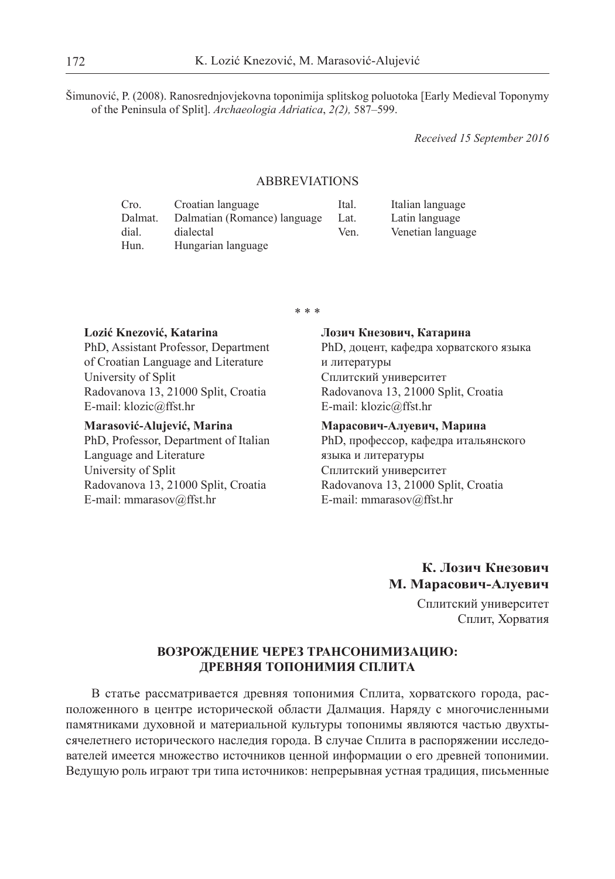Šimunović, P. (2008). Ranosrednjovjekovna toponimija splitskog poluotoka [Early Medieval Toponymy of the Peninsula of Split]. *Archaeologia Adriatica*, *2(2),* 587–599.

*Received 15 September 2016*

## ABBREVIATIONS

| | | | |
|---|---|---|---|
| Cro. | Croatian language | Ital. | Italian language |
| Dalmat. | Dalmatian (Romance) language | Lat. | Latin language |
| dial. | dialectal | Ven. | Venetian language |
| Hun. | Hungarian language | | |

\* \* \*

**Lozić Knezović, Katarina**
PhD, Assistant Professor, Department of Croatian Language and Literature
University of Split
Radovanova 13, 21000 Split, Croatia
E-mail: klozic@ffst.hr

**Marasović-Alujević, Marina**
PhD, Professor, Department of Italian Language and Literature
University of Split
Radovanova 13, 21000 Split, Croatia
E-mail: mmarasov@ffst.hr

**Лозич Кнезович, Катарина**
PhD, доцент, кафедра хорватского языка и литературы
Сплитский университет
Radovanova 13, 21000 Split, Croatia
E-mail: klozic@ffst.hr

**Марасович-Алуевич, Марина**
PhD, профессор, кафедра итальянского языка и литературы
Сплитский университет
Radovanova 13, 21000 Split, Croatia
E-mail: mmarasov@ffst.hr

**К. Лозич Кнезович**
**М. Марасович-Алуевич**

Сплитский университет
Сплит, Хорватия

## ВОЗРОЖДЕНИЕ ЧЕРЕЗ ТРАНСОНИМИЗАЦИЮ: ДРЕВНЯЯ ТОПОНИМИЯ СПЛИТА

В статье рассматривается древняя топонимия Сплита, хорватского города, расположенного в центре исторической области Далмация. Наряду с многочисленными памятниками духовной и материальной культуры топонимы являются частью двухтысячелетнего исторического наследия города. В случае Сплита в распоряжении исследователей имеется множество источников ценной информации о его древней топонимии. Ведущую роль играют три типа источников: непрерывная устная традиция, письменные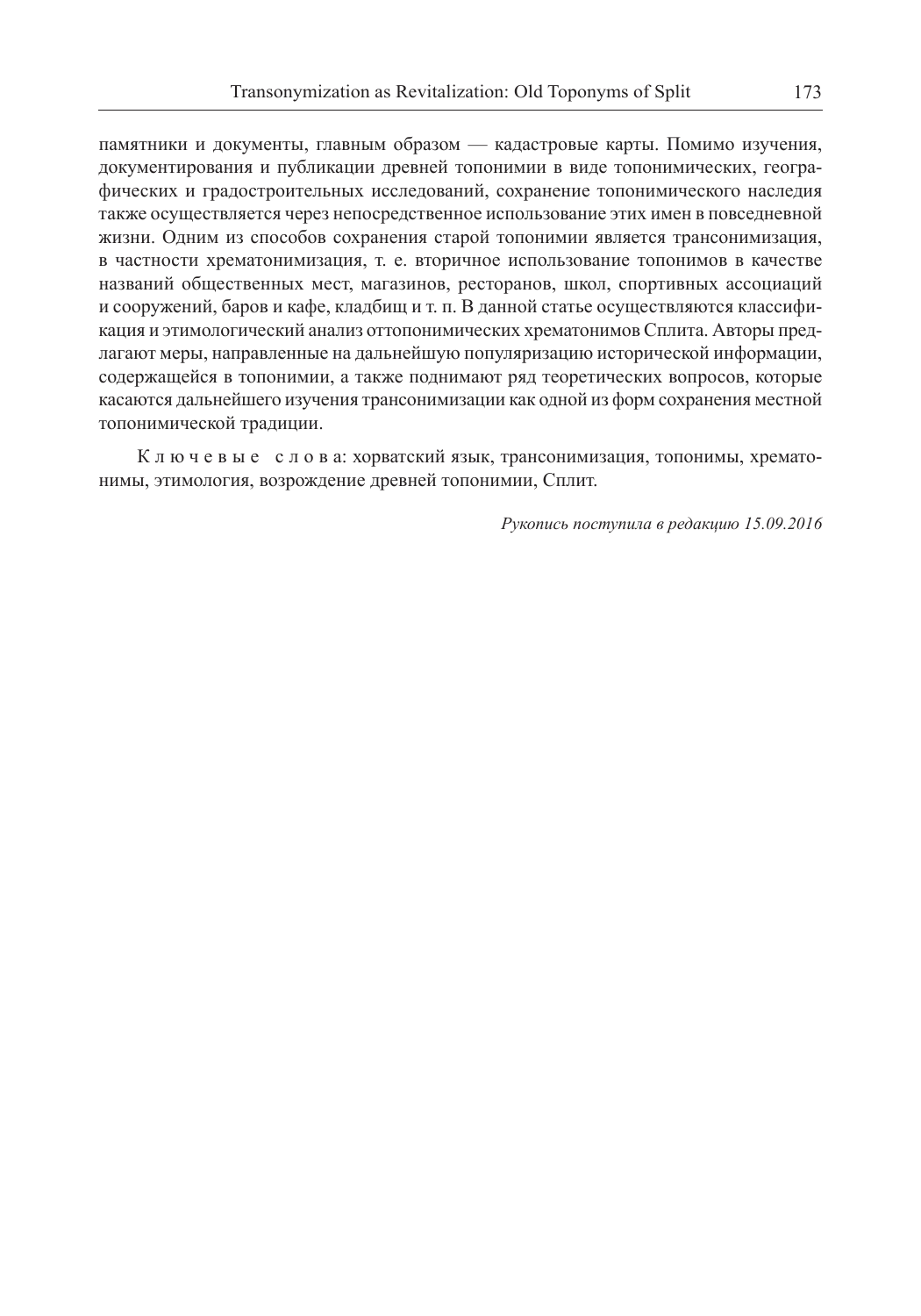памятники и документы, главным образом — кадастровые карты. Помимо изучения, документирования и публикации древней топонимии в виде топонимических, географических и градостроительных исследований, сохранение топонимического наследия также осуществляется через непосредственное использование этих имен в повседневной жизни. Одним из способов сохранения старой топонимии является трансонимизация, в частности хрематонимизация, т. е. вторичное использование топонимов в качестве названий общественных мест, магазинов, ресторанов, школ, спортивных ассоциаций и сооружений, баров и кафе, кладбищ и т. п. В данной статье осуществляются классификация и этимологический анализ оттопонимических хрематонимов Сплита. Авторы предлагают меры, направленные на дальнейшую популяризацию исторической информации, содержащейся в топонимии, а также поднимают ряд теоретических вопросов, которые касаются дальнейшего изучения трансонимизации как одной из форм сохранения местной топонимической традиции.

К л ю ч е в ы е   с л о в а: хорватский язык, трансонимизация, топонимы, хрематонимы, этимология, возрождение древней топонимии, Сплит.

*Рукопись поступила в редакцию 15.09.2016*